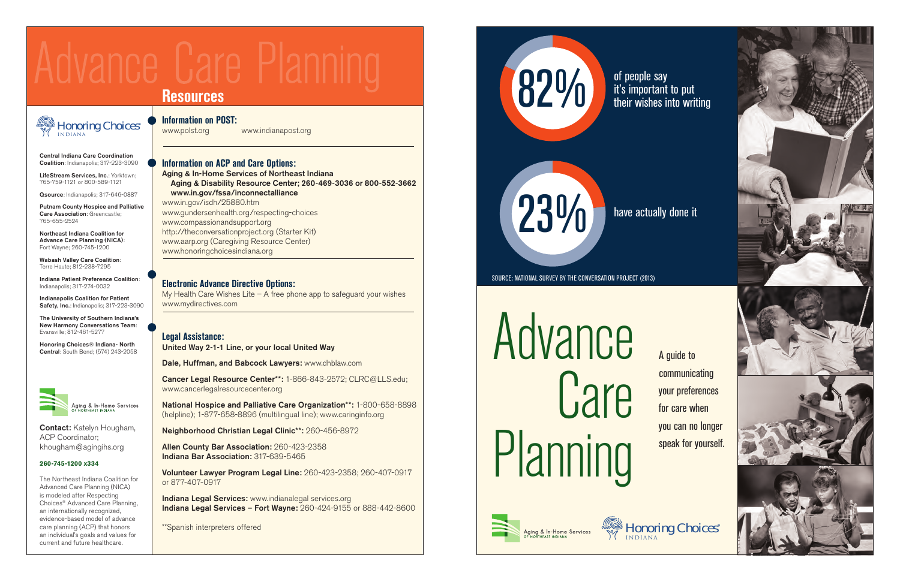# Advance Care Planning

## Resources

Honoring Choices® INDIANA

**Central Indiana Care Coordination Coalition**: Indianapolis; 317-223-3090

**LifeStream Services, Inc.**: Yorktown; 765-759-1121 or 800-589-1121

**Qsource**: Indianapolis; 317-646-0887

**Putnam County Hospice and Palliative Care Association**: Greencastle; 765-655-2524

**Northeast Indiana Coalition for Advance Care Planning (NICA)**: Fort Wayne; 260-745-1200

**Wabash Valley Care Coalition**: Terre Haute; 812-238-7295

**Indiana Patient Preference Coalition**: Indianapolis; 317-274-0032

**Indianapolis Coalition for Patient Safety, Inc.**: Indianapolis; 317-223-3090

**The University of Southern Indiana's New Harmony Conversations Team**: Evansville; 812-461-5277

**Honoring Choices® Indiana- North Central**: South Bend; (574) 243-2058

Aging & In-Home Services OF NORTHEAST INDIANA

**Contact:** Katelyn Hougham, ACP Coordinator; khougham@agingihs.org

**260-745-1200 x334**

The Northeast Indiana Coalition for Advanced Care Planning (NICA) is modeled after Respecting Choices® Advanced Care Planning, an internationally recognized, evidence-based model of advance care planning (ACP) that honors an individual's goals and values for current and future healthcare.

### Information on POST:

www.polst.org www.indianapost.org

### Information on ACP and Care Options:

**Aging & In-Home Services of Northeast Indiana**
**Aging & Disability Resource Center; 260-469-3036 or 800-552-3662**
**www.in.gov/fssa/inconnectalliance**
www.in.gov/isdh/25880.htm
www.gundersenhealth.org/respecting-choices
www.compassionandsupport.org
http://theconversationproject.org (Starter Kit)
www.aarp.org (Caregiving Resource Center)
www.honoringchoicesindiana.org

### Electronic Advance Directive Options:

My Health Care Wishes Lite – A free phone app to safeguard your wishes
www.mydirectives.com

### Legal Assistance:

**United Way 2-1-1 Line, or your local United Way**

**Dale, Huffman, and Babcock Lawyers:** www.dhblaw.com

**Cancer Legal Resource Center\*\*:** 1-866-843-2572; CLRC@LLS.edu; www.cancerlegalresourcecenter.org

**National Hospice and Palliative Care Organization\*\*:** 1-800-658-8898 (helpline); 1-877-658-8896 (multilingual line); www.caringinfo.org

**Neighborhood Christian Legal Clinic\*\*:** 260-456-8972

**Allen County Bar Association:** 260-423-2358
**Indiana Bar Association:** 317-639-5465

**Volunteer Lawyer Program Legal Line:** 260-423-2358; 260-407-0917 or 877-407-0917

**Indiana Legal Services:** www.indianalegal services.org
**Indiana Legal Services – Fort Wayne:** 260-424-9155 or 888-442-8600

\*\*Spanish interpreters offered

---

**82%** of people say it's important to put their wishes into writing

**23%** have actually done it

SOURCE: NATIONAL SURVEY BY THE CONVERSATION PROJECT (2013)

# Advance Care Planning

A guide to communicating your preferences for care when you can no longer speak for yourself.

Aging & In-Home Services OF NORTHEAST INDIANA

Honoring Choices® INDIANA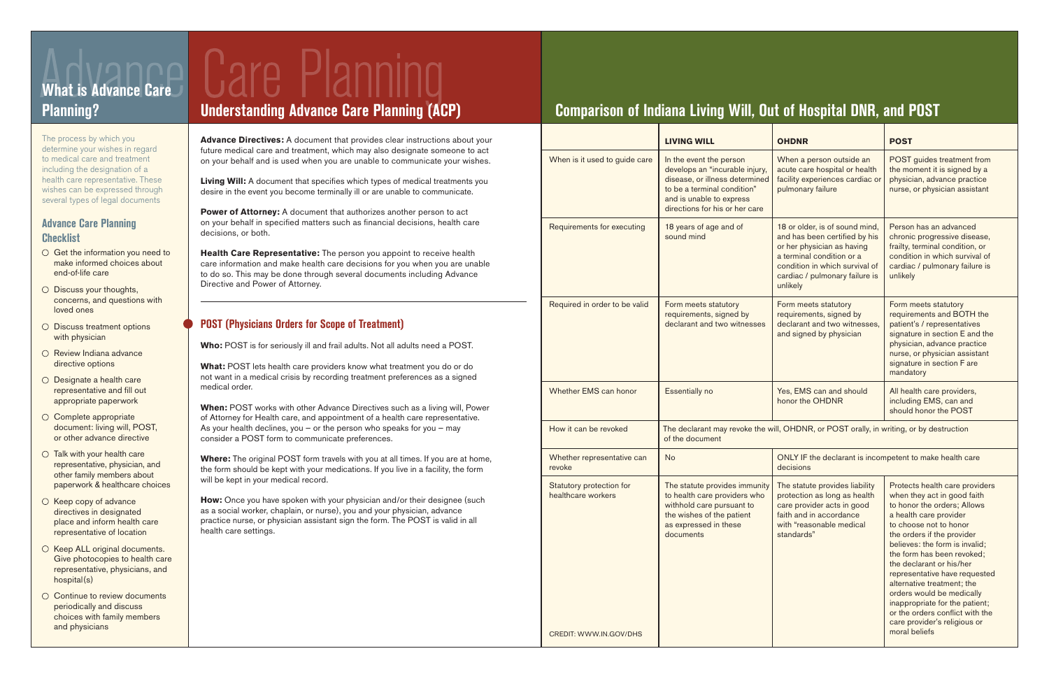# Advance Care Planning

## What is Advance Care Planning?

The process by which you determine your wishes in regard to medical care and treatment including the designation of a health care representative. These wishes can be expressed through several types of legal documents

### Advance Care Planning Checklist

- ○ Get the information you need to make informed choices about end-of-life care
- ○ Discuss your thoughts, concerns, and questions with loved ones
- ○ Discuss treatment options with physician
- ○ Review Indiana advance directive options
- ○ Designate a health care representative and fill out appropriate paperwork
- ○ Complete appropriate document: living will, POST, or other advance directive
- ○ Talk with your health care representative, physician, and other family members about paperwork & healthcare choices
- ○ Keep copy of advance directives in designated place and inform health care representative of location
- ○ Keep ALL original documents. Give photocopies to health care representative, physicians, and hospital(s)
- ○ Continue to review documents periodically and discuss choices with family members and physicians

## Understanding Advance Care Planning (ACP)

**Advance Directives:** A document that provides clear instructions about your future medical care and treatment, which may also designate someone to act on your behalf and is used when you are unable to communicate your wishes.

**Living Will:** A document that specifies which types of medical treatments you desire in the event you become terminally ill or are unable to communicate.

**Power of Attorney:** A document that authorizes another person to act on your behalf in specified matters such as financial decisions, health care decisions, or both.

**Health Care Representative:** The person you appoint to receive health care information and make health care decisions for you when you are unable to do so. This may be done through several documents including Advance Directive and Power of Attorney.

### POST (Physicians Orders for Scope of Treatment)

**Who:** POST is for seriously ill and frail adults. Not all adults need a POST.

**What:** POST lets health care providers know what treatment you do or do not want in a medical crisis by recording treatment preferences as a signed medical order.

**When:** POST works with other Advance Directives such as a living will, Power of Attorney for Health care, and appointment of a health care representative. As your health declines, you – or the person who speaks for you – may consider a POST form to communicate preferences.

**Where:** The original POST form travels with you at all times. If you are at home, the form should be kept with your medications. If you live in a facility, the form will be kept in your medical record.

**How:** Once you have spoken with your physician and/or their designee (such as a social worker, chaplain, or nurse), you and your physician, advance practice nurse, or physician assistant sign the form. The POST is valid in all health care settings.

## Comparison of Indiana Living Will, Out of Hospital DNR, and POST

| | LIVING WILL | OHDNR | POST |
|---|---|---|---|
| When is it used to guide care | In the event the person develops an "incurable injury, disease, or illness determined to be a terminal condition" and is unable to express directions for his or her care | When a person outside an acute care hospital or health facility experiences cardiac or pulmonary failure | POST guides treatment from the moment it is signed by a physician, advance practice nurse, or physician assistant |
| Requirements for executing | 18 years of age and of sound mind | 18 or older, is of sound mind, and has been certified by his or her physician as having a terminal condition or a condition in which survival of cardiac / pulmonary failure is unlikely | Person has an advanced chronic progressive disease, frailty, terminal condition, or condition in which survival of cardiac / pulmonary failure is unlikely |
| Required in order to be valid | Form meets statutory requirements, signed by declarant and two witnesses | Form meets statutory requirements, signed by declarant and two witnesses, and signed by physician | Form meets statutory requirements and BOTH the patient's / representatives signature in section E and the physician, advance practice nurse, or physician assistant signature in section F are mandatory |
| Whether EMS can honor | Essentially no | Yes, EMS can and should honor the OHDNR | All health care providers, including EMS, can and should honor the POST |
| How it can be revoked | The declarant may revoke the will, OHDNR, or POST orally, in writing, or by destruction of the document | | |
| Whether representative can revoke | No | ONLY IF the declarant is incompetent to make health care decisions | |
| Statutory protection for healthcare workers | The statute provides immunity to health care providers who withhold care pursuant to the wishes of the patient as expressed in these documents | The statute provides liability protection as long as health care provider acts in good faith and in accordance with "reasonable medical standards" | Protects health care providers when they act in good faith to honor the orders; Allows a health care provider to choose not to honor the orders if the provider believes: the form is invalid; the form has been revoked; the declarant or his/her representative have requested alternative treatment; the orders would be medically inappropriate for the patient; or the orders conflict with the care provider's religious or moral beliefs |

CREDIT: WWW.IN.GOV/DHS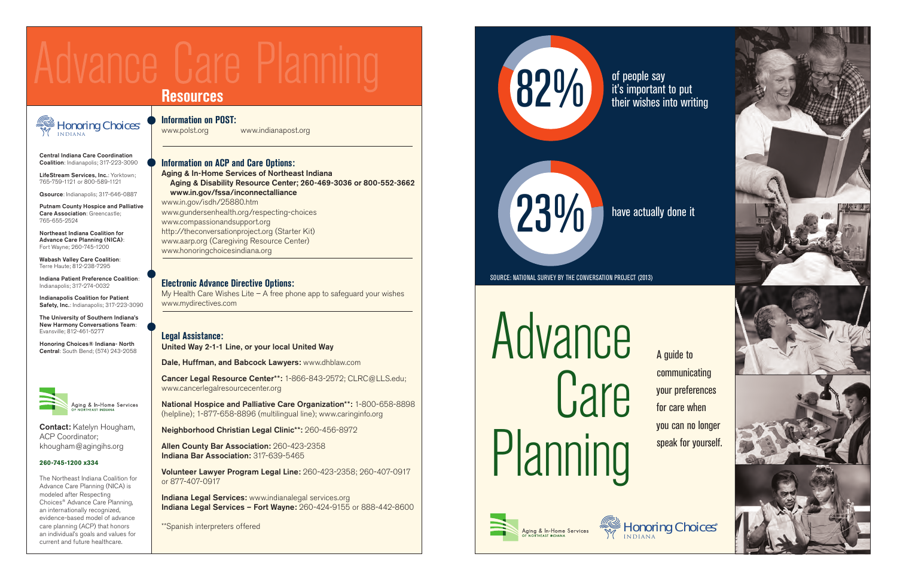# Advance Care Planning

## Resources

Honoring Choices INDIANA

**Central Indiana Care Coordination Coalition**: Indianapolis; 317-223-3090

**LifeStream Services, Inc.**: Yorktown; 765-759-1121 or 800-589-1121

**Qsource**: Indianapolis; 317-646-0887

**Putnam County Hospice and Palliative Care Association**: Greencastle; 765-655-2524

**Northeast Indiana Coalition for Advance Care Planning (NICA)**: Fort Wayne; 260-745-1200

**Wabash Valley Care Coalition**: Terre Haute; 812-238-7295

**Indiana Patient Preference Coalition**: Indianapolis; 317-274-0032

**Indianapolis Coalition for Patient Safety, Inc.**: Indianapolis; 317-223-3090

**The University of Southern Indiana's New Harmony Conversations Team**: Evansville; 812-461-5277

**Honoring Choices® Indiana- North Central**: South Bend; (574) 243-2058

Aging & In-Home Services OF NORTHEAST INDIANA

**Contact:** Katelyn Hougham, ACP Coordinator; khougham@agingihs.org

**260-745-1200 x334**

The Northeast Indiana Coalition for Advance Care Planning (NICA) is modeled after Respecting Choices® Advance Care Planning, an internationally recognized, evidence-based model of advance care planning (ACP) that honors an individual's goals and values for current and future healthcare.

### Information on POST:

www.polst.org www.indianapost.org

### Information on ACP and Care Options:

**Aging & In-Home Services of Northeast Indiana**
**Aging & Disability Resource Center; 260-469-3036 or 800-552-3662**
**www.in.gov/fssa/inconnectalliance**
www.in.gov/isdh/25880.htm
www.gundersenhealth.org/respecting-choices
www.compassionandsupport.org
http://theconversationproject.org (Starter Kit)
www.aarp.org (Caregiving Resource Center)
www.honoringchoicesindiana.org

### Electronic Advance Directive Options:

My Health Care Wishes Lite – A free phone app to safeguard your wishes
www.mydirectives.com

### Legal Assistance:

**United Way 2-1-1 Line, or your local United Way**

**Dale, Huffman, and Babcock Lawyers:** www.dhblaw.com

**Cancer Legal Resource Center\*\*:** 1-866-843-2572; CLRC@LLS.edu; www.cancerlegalresourcecenter.org

**National Hospice and Palliative Care Organization\*\*:** 1-800-658-8898 (helpline); 1-877-658-8896 (multilingual line); www.caringinfo.org

**Neighborhood Christian Legal Clinic\*\*:** 260-456-8972

**Allen County Bar Association:** 260-423-2358
**Indiana Bar Association:** 317-639-5465

**Volunteer Lawyer Program Legal Line:** 260-423-2358; 260-407-0917 or 877-407-0917

**Indiana Legal Services:** www.indianalegal services.org
**Indiana Legal Services – Fort Wayne:** 260-424-9155 or 888-442-8600

\*\*Spanish interpreters offered

82% of people say it's important to put their wishes into writing

23% have actually done it

SOURCE: NATIONAL SURVEY BY THE CONVERSATION PROJECT (2013)

# Advance Care Planning

A guide to communicating your preferences for care when you can no longer speak for yourself.

Aging & In-Home Services OF NORTHEAST INDIANA

Honoring Choices INDIANA